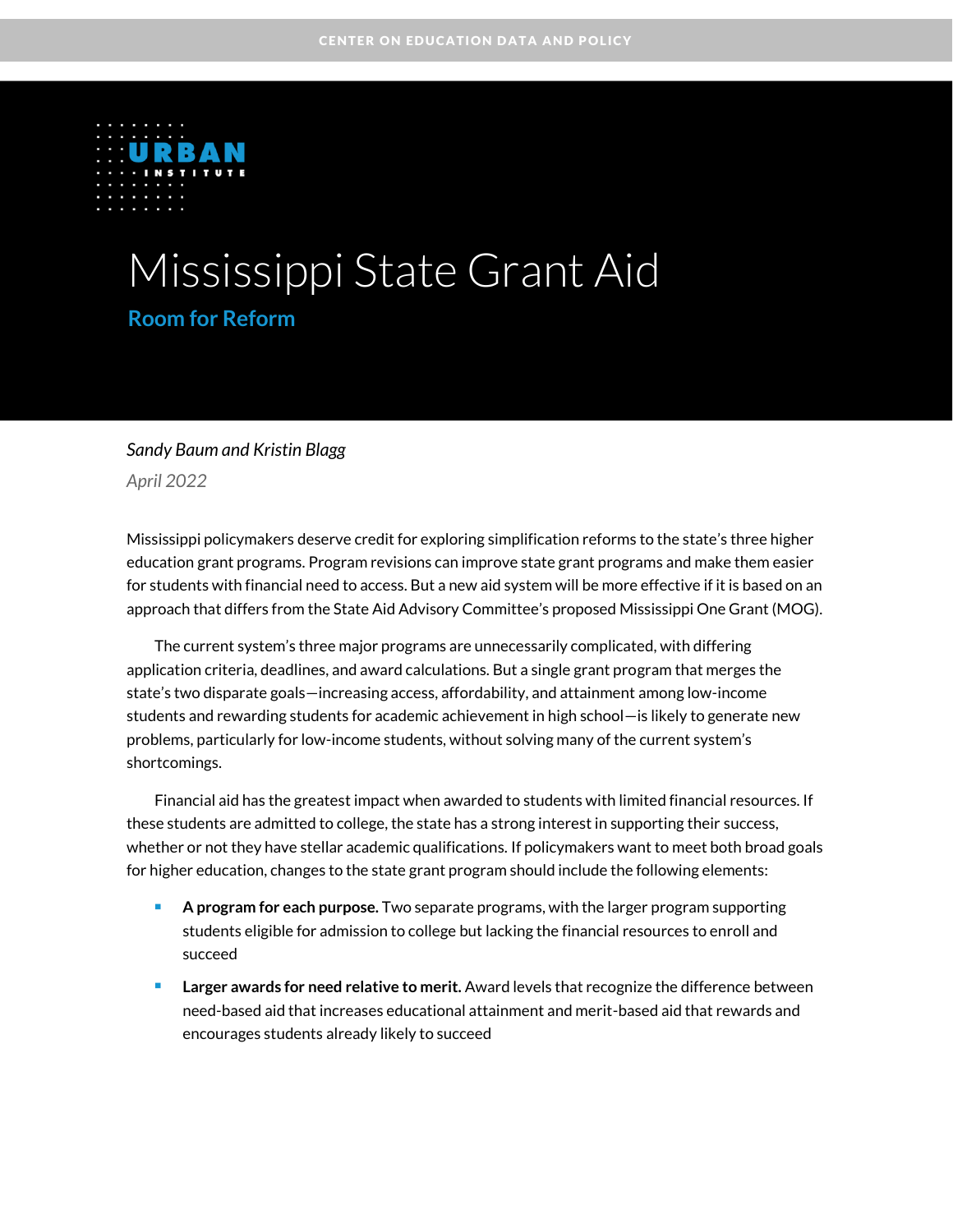# Mississippi State Grant Aid

## Room for Reform

*Sandy Baum and Kristin Blagg*

*April 2022*

Mississippi policymakers deserve credit for exploring simplification reforms to the state's three higher education grant programs. Program revisions can improve state grant programs and make them easier for students with financial need to access. But a new aid system will be more effective if it is based on an approach that differs from the State Aid Advisory Committee's proposed Mississippi One Grant (MOG).

The current system's three major programs are unnecessarily complicated, with differing application criteria, deadlines, and award calculations. But a single grant program that merges the state's two disparate goals—increasing access, affordability, and attainment among low-income students and rewarding students for academic achievement in high school—is likely to generate new problems, particularly for low-income students, without solving many of the current system's shortcomings.

Financial aid has the greatest impact when awarded to students with limited financial resources. If these students are admitted to college, the state has a strong interest in supporting their success, whether or not they have stellar academic qualifications. If policymakers want to meet both broad goals for higher education, changes to the state grant program should include the following elements:

- **A program for each purpose.** Two separate programs, with the larger program supporting students eligible for admission to college but lacking the financial resources to enroll and succeed
- **Larger awards for need relative to merit.** Award levels that recognize the difference between need-based aid that increases educational attainment and merit-based aid that rewards and encourages students already likely to succeed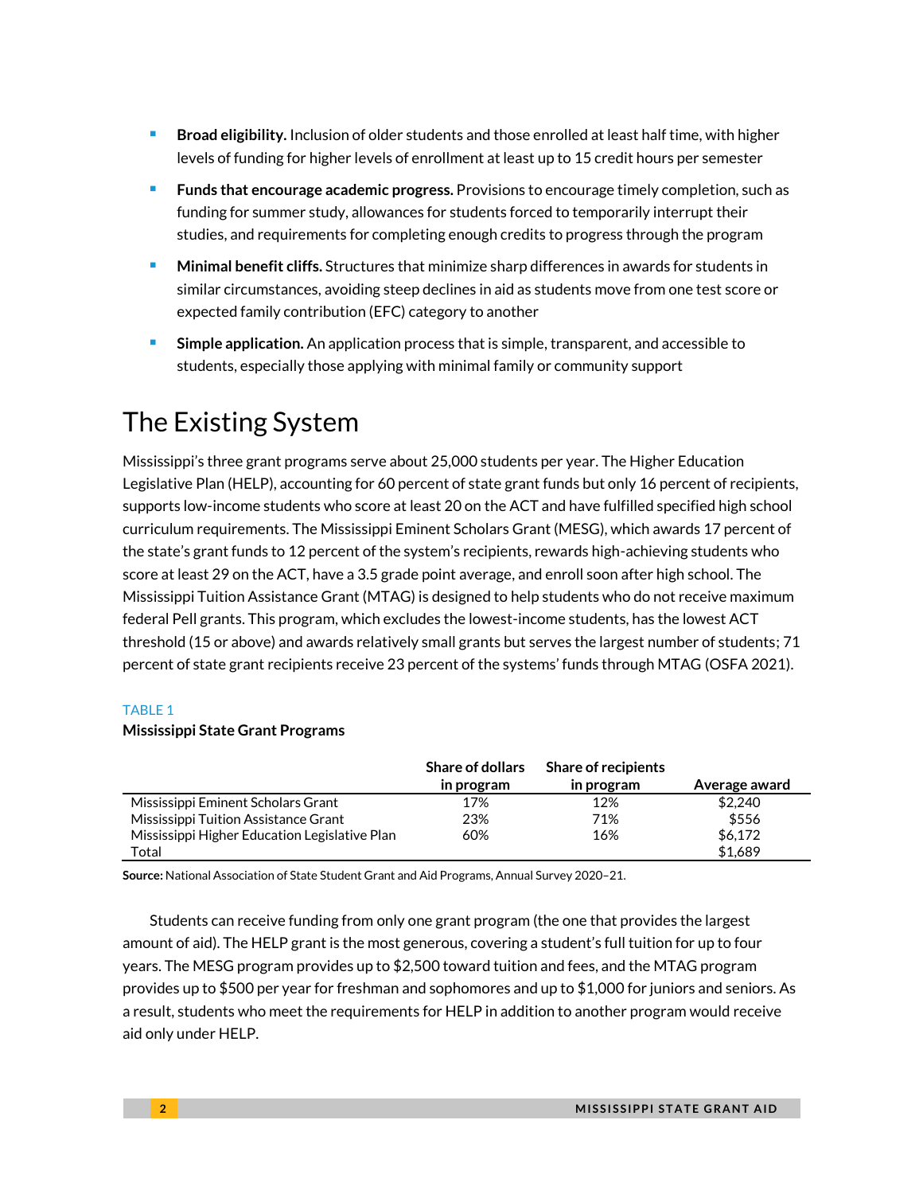- **Broad eligibility.** Inclusion of older students and those enrolled at least half time, with higher levels of funding for higher levels of enrollment at least up to 15 credit hours per semester
- **Funds that encourage academic progress.** Provisions to encourage timely completion, such as funding for summer study, allowances for students forced to temporarily interrupt their studies, and requirements for completing enough credits to progress through the program
- **Minimal benefit cliffs.** Structures that minimize sharp differences in awards for students in similar circumstances, avoiding steep declines in aid as students move from one test score or expected family contribution (EFC) category to another
- **Simple application.** An application process that is simple, transparent, and accessible to students, especially those applying with minimal family or community support

# The Existing System

Mississippi's three grant programs serve about 25,000 students per year. The Higher Education Legislative Plan (HELP), accounting for 60 percent of state grant funds but only 16 percent of recipients, supports low-income students who score at least 20 on the ACT and have fulfilled specified high school curriculum requirements. The Mississippi Eminent Scholars Grant (MESG), which awards 17 percent of the state's grant funds to 12 percent of the system's recipients, rewards high-achieving students who score at least 29 on the ACT, have a 3.5 grade point average, and enroll soon after high school. The Mississippi Tuition Assistance Grant (MTAG) is designed to help students who do not receive maximum federal Pell grants. This program, which excludes the lowest-income students, has the lowest ACT threshold (15 or above) and awards relatively small grants but serves the largest number of students; 71 percent of state grant recipients receive 23 percent of the systems' funds through MTAG (OSFA 2021).

TABLE 1

**Mississippi State Grant Programs**

| | Share of dollars in program | Share of recipients in program | Average award |
|---|---|---|---|
| Mississippi Eminent Scholars Grant | 17% | 12% | $2,240 |
| Mississippi Tuition Assistance Grant | 23% | 71% | $556 |
| Mississippi Higher Education Legislative Plan | 60% | 16% | $6,172 |
| Total | | | $1,689 |

**Source:** National Association of State Student Grant and Aid Programs, Annual Survey 2020–21.

Students can receive funding from only one grant program (the one that provides the largest amount of aid). The HELP grant is the most generous, covering a student's full tuition for up to four years. The MESG program provides up to $2,500 toward tuition and fees, and the MTAG program provides up to $500 per year for freshman and sophomores and up to $1,000 for juniors and seniors. As a result, students who meet the requirements for HELP in addition to another program would receive aid only under HELP.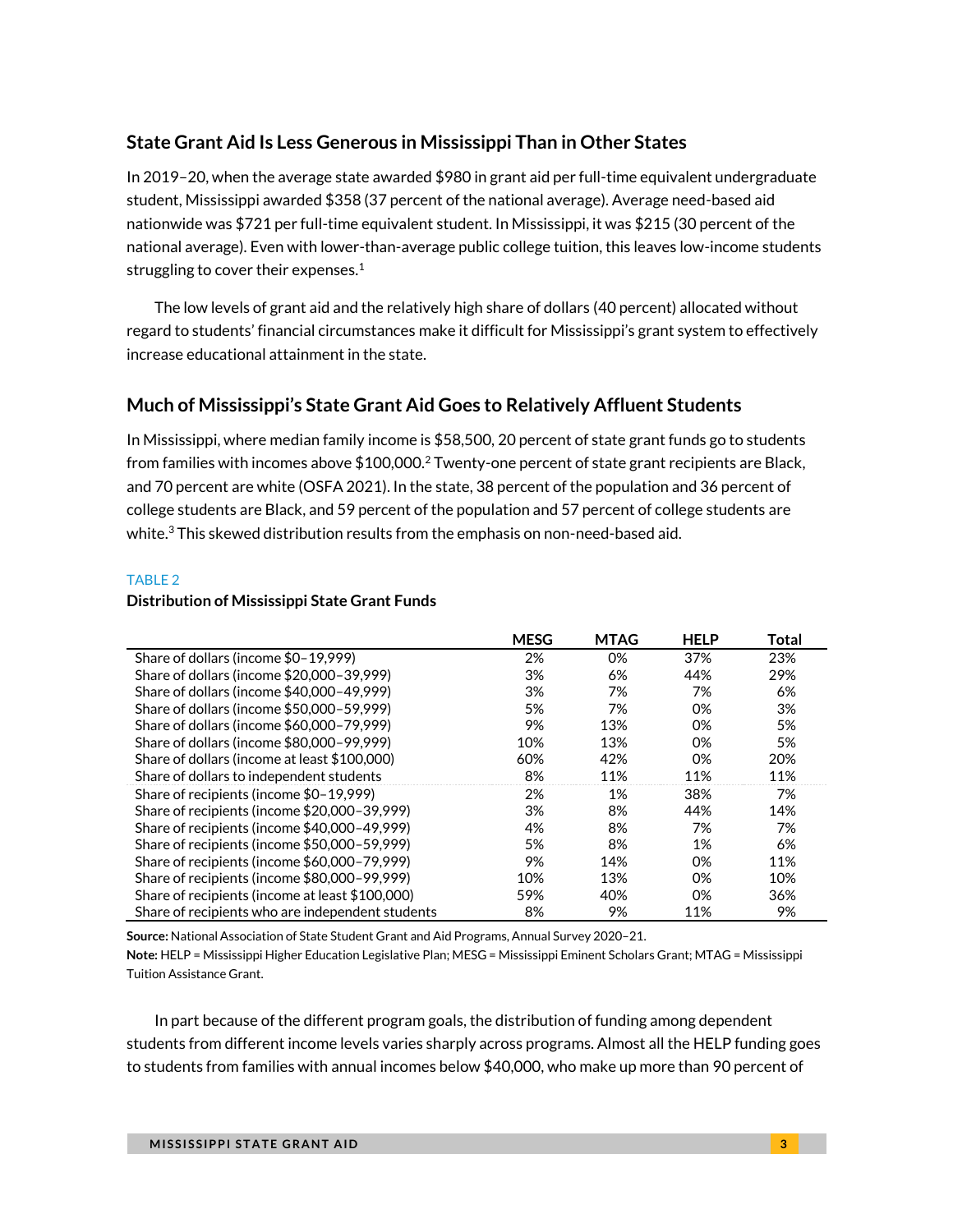## State Grant Aid Is Less Generous in Mississippi Than in Other States

In 2019–20, when the average state awarded $980 in grant aid per full-time equivalent undergraduate student, Mississippi awarded $358 (37 percent of the national average). Average need-based aid nationwide was $721 per full-time equivalent student. In Mississippi, it was $215 (30 percent of the national average). Even with lower-than-average public college tuition, this leaves low-income students struggling to cover their expenses.[1]

The low levels of grant aid and the relatively high share of dollars (40 percent) allocated without regard to students' financial circumstances make it difficult for Mississippi's grant system to effectively increase educational attainment in the state.

## Much of Mississippi's State Grant Aid Goes to Relatively Affluent Students

In Mississippi, where median family income is $58,500, 20 percent of state grant funds go to students from families with incomes above $100,000.[2] Twenty-one percent of state grant recipients are Black, and 70 percent are white (OSFA 2021). In the state, 38 percent of the population and 36 percent of college students are Black, and 59 percent of the population and 57 percent of college students are white.[3] This skewed distribution results from the emphasis on non-need-based aid.

TABLE 2

**Distribution of Mississippi State Grant Funds**

| | MESG | MTAG | HELP | Total |
|---|---|---|---|---|
| Share of dollars (income $0–19,999) | 2% | 0% | 37% | 23% |
| Share of dollars (income $20,000–39,999) | 3% | 6% | 44% | 29% |
| Share of dollars (income $40,000–49,999) | 3% | 7% | 7% | 6% |
| Share of dollars (income $50,000–59,999) | 5% | 7% | 0% | 3% |
| Share of dollars (income $60,000–79,999) | 9% | 13% | 0% | 5% |
| Share of dollars (income $80,000–99,999) | 10% | 13% | 0% | 5% |
| Share of dollars (income at least $100,000) | 60% | 42% | 0% | 20% |
| Share of dollars to independent students | 8% | 11% | 11% | 11% |
| Share of recipients (income $0–19,999) | 2% | 1% | 38% | 7% |
| Share of recipients (income $20,000–39,999) | 3% | 8% | 44% | 14% |
| Share of recipients (income $40,000–49,999) | 4% | 8% | 7% | 7% |
| Share of recipients (income $50,000–59,999) | 5% | 8% | 1% | 6% |
| Share of recipients (income $60,000–79,999) | 9% | 14% | 0% | 11% |
| Share of recipients (income $80,000–99,999) | 10% | 13% | 0% | 10% |
| Share of recipients (income at least $100,000) | 59% | 40% | 0% | 36% |
| Share of recipients who are independent students | 8% | 9% | 11% | 9% |

**Source:** National Association of State Student Grant and Aid Programs, Annual Survey 2020–21.

**Note:** HELP = Mississippi Higher Education Legislative Plan; MESG = Mississippi Eminent Scholars Grant; MTAG = Mississippi Tuition Assistance Grant.

In part because of the different program goals, the distribution of funding among dependent students from different income levels varies sharply across programs. Almost all the HELP funding goes to students from families with annual incomes below $40,000, who make up more than 90 percent of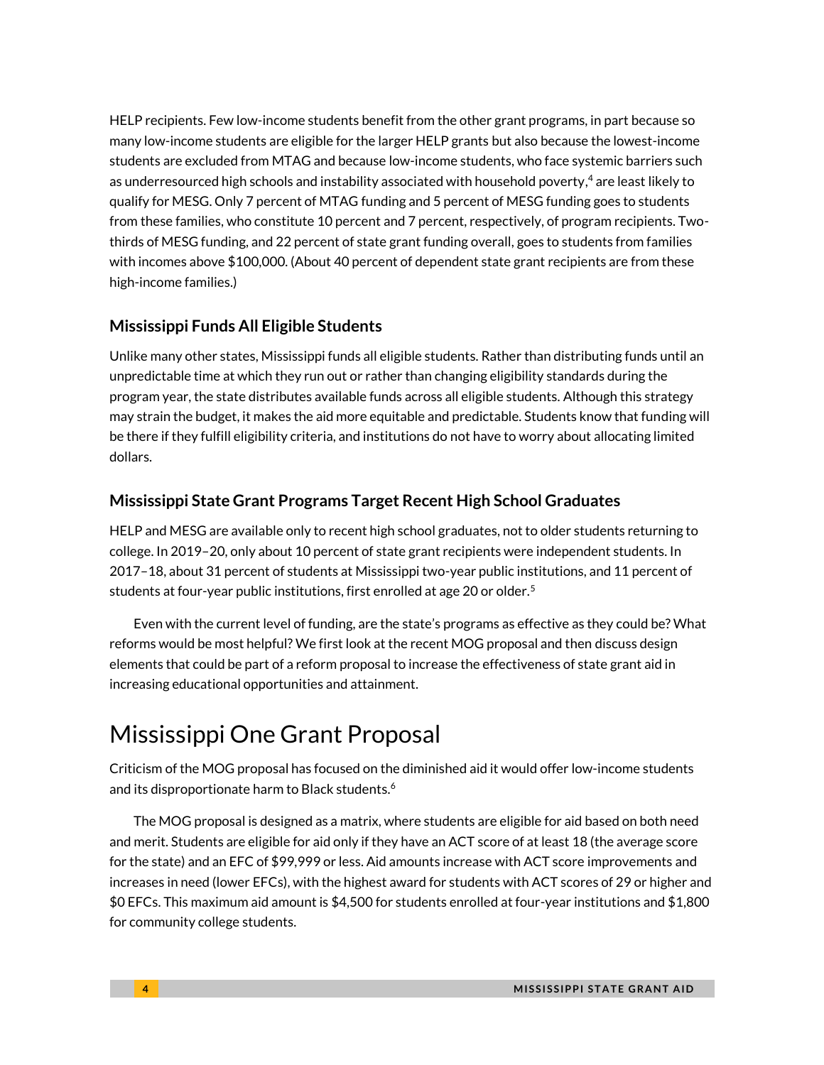HELP recipients. Few low-income students benefit from the other grant programs, in part because so many low-income students are eligible for the larger HELP grants but also because the lowest-income students are excluded from MTAG and because low-income students, who face systemic barriers such as underresourced high schools and instability associated with household poverty,[4] are least likely to qualify for MESG. Only 7 percent of MTAG funding and 5 percent of MESG funding goes to students from these families, who constitute 10 percent and 7 percent, respectively, of program recipients. Two-thirds of MESG funding, and 22 percent of state grant funding overall, goes to students from families with incomes above $100,000. (About 40 percent of dependent state grant recipients are from these high-income families.)

### Mississippi Funds All Eligible Students

Unlike many other states, Mississippi funds all eligible students. Rather than distributing funds until an unpredictable time at which they run out or rather than changing eligibility standards during the program year, the state distributes available funds across all eligible students. Although this strategy may strain the budget, it makes the aid more equitable and predictable. Students know that funding will be there if they fulfill eligibility criteria, and institutions do not have to worry about allocating limited dollars.

### Mississippi State Grant Programs Target Recent High School Graduates

HELP and MESG are available only to recent high school graduates, not to older students returning to college. In 2019–20, only about 10 percent of state grant recipients were independent students. In 2017–18, about 31 percent of students at Mississippi two-year public institutions, and 11 percent of students at four-year public institutions, first enrolled at age 20 or older.[5]

Even with the current level of funding, are the state's programs as effective as they could be? What reforms would be most helpful? We first look at the recent MOG proposal and then discuss design elements that could be part of a reform proposal to increase the effectiveness of state grant aid in increasing educational opportunities and attainment.

## Mississippi One Grant Proposal

Criticism of the MOG proposal has focused on the diminished aid it would offer low-income students and its disproportionate harm to Black students.[6]

The MOG proposal is designed as a matrix, where students are eligible for aid based on both need and merit. Students are eligible for aid only if they have an ACT score of at least 18 (the average score for the state) and an EFC of $99,999 or less. Aid amounts increase with ACT score improvements and increases in need (lower EFCs), with the highest award for students with ACT scores of 29 or higher and $0 EFCs. This maximum aid amount is $4,500 for students enrolled at four-year institutions and $1,800 for community college students.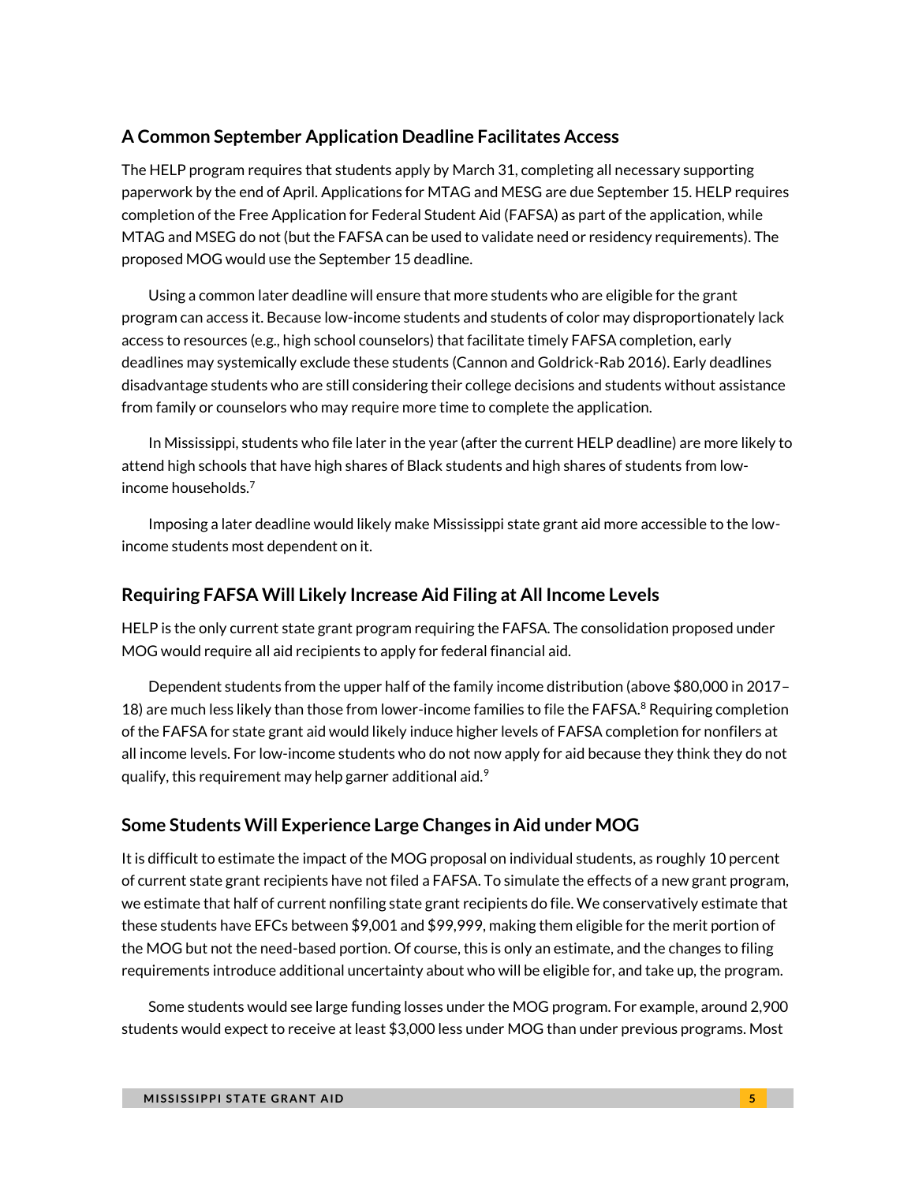## A Common September Application Deadline Facilitates Access

The HELP program requires that students apply by March 31, completing all necessary supporting paperwork by the end of April. Applications for MTAG and MESG are due September 15. HELP requires completion of the Free Application for Federal Student Aid (FAFSA) as part of the application, while MTAG and MSEG do not (but the FAFSA can be used to validate need or residency requirements). The proposed MOG would use the September 15 deadline.

Using a common later deadline will ensure that more students who are eligible for the grant program can access it. Because low-income students and students of color may disproportionately lack access to resources (e.g., high school counselors) that facilitate timely FAFSA completion, early deadlines may systemically exclude these students (Cannon and Goldrick-Rab 2016). Early deadlines disadvantage students who are still considering their college decisions and students without assistance from family or counselors who may require more time to complete the application.

In Mississippi, students who file later in the year (after the current HELP deadline) are more likely to attend high schools that have high shares of Black students and high shares of students from low-income households.[7]

Imposing a later deadline would likely make Mississippi state grant aid more accessible to the low-income students most dependent on it.

## Requiring FAFSA Will Likely Increase Aid Filing at All Income Levels

HELP is the only current state grant program requiring the FAFSA. The consolidation proposed under MOG would require all aid recipients to apply for federal financial aid.

Dependent students from the upper half of the family income distribution (above $80,000 in 2017–18) are much less likely than those from lower-income families to file the FAFSA.[8] Requiring completion of the FAFSA for state grant aid would likely induce higher levels of FAFSA completion for nonfilers at all income levels. For low-income students who do not now apply for aid because they think they do not qualify, this requirement may help garner additional aid.[9]

## Some Students Will Experience Large Changes in Aid under MOG

It is difficult to estimate the impact of the MOG proposal on individual students, as roughly 10 percent of current state grant recipients have not filed a FAFSA. To simulate the effects of a new grant program, we estimate that half of current nonfiling state grant recipients do file. We conservatively estimate that these students have EFCs between $9,001 and $99,999, making them eligible for the merit portion of the MOG but not the need-based portion. Of course, this is only an estimate, and the changes to filing requirements introduce additional uncertainty about who will be eligible for, and take up, the program.

Some students would see large funding losses under the MOG program. For example, around 2,900 students would expect to receive at least $3,000 less under MOG than under previous programs. Most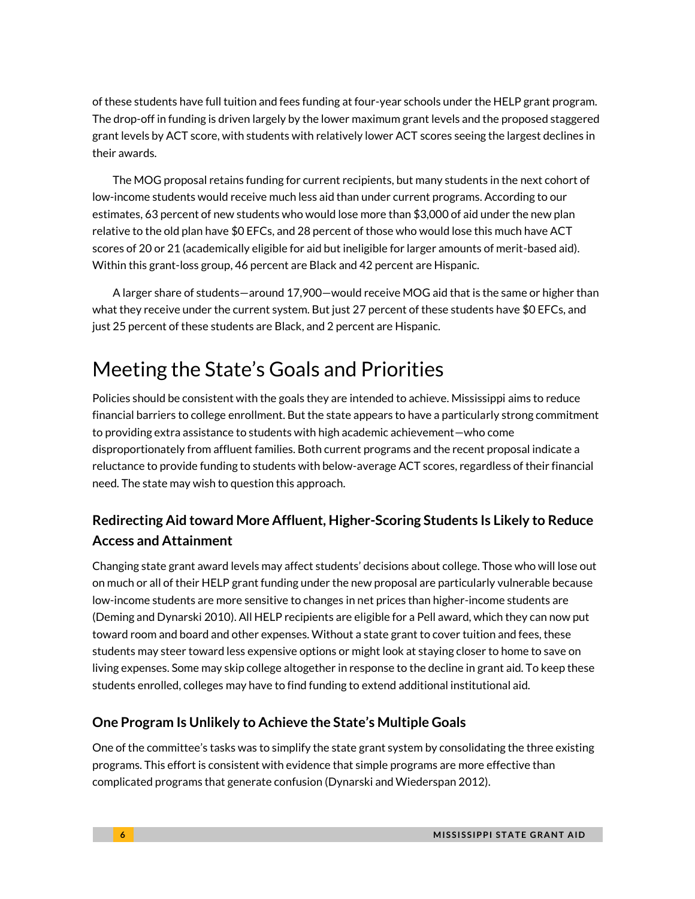of these students have full tuition and fees funding at four-year schools under the HELP grant program. The drop-off in funding is driven largely by the lower maximum grant levels and the proposed staggered grant levels by ACT score, with students with relatively lower ACT scores seeing the largest declines in their awards.

The MOG proposal retains funding for current recipients, but many students in the next cohort of low-income students would receive much less aid than under current programs. According to our estimates, 63 percent of new students who would lose more than $3,000 of aid under the new plan relative to the old plan have $0 EFCs, and 28 percent of those who would lose this much have ACT scores of 20 or 21 (academically eligible for aid but ineligible for larger amounts of merit-based aid). Within this grant-loss group, 46 percent are Black and 42 percent are Hispanic.

A larger share of students—around 17,900—would receive MOG aid that is the same or higher than what they receive under the current system. But just 27 percent of these students have $0 EFCs, and just 25 percent of these students are Black, and 2 percent are Hispanic.

## Meeting the State's Goals and Priorities

Policies should be consistent with the goals they are intended to achieve. Mississippi aims to reduce financial barriers to college enrollment. But the state appears to have a particularly strong commitment to providing extra assistance to students with high academic achievement—who come disproportionately from affluent families. Both current programs and the recent proposal indicate a reluctance to provide funding to students with below-average ACT scores, regardless of their financial need. The state may wish to question this approach.

### Redirecting Aid toward More Affluent, Higher-Scoring Students Is Likely to Reduce Access and Attainment

Changing state grant award levels may affect students' decisions about college. Those who will lose out on much or all of their HELP grant funding under the new proposal are particularly vulnerable because low-income students are more sensitive to changes in net prices than higher-income students are (Deming and Dynarski 2010). All HELP recipients are eligible for a Pell award, which they can now put toward room and board and other expenses. Without a state grant to cover tuition and fees, these students may steer toward less expensive options or might look at staying closer to home to save on living expenses. Some may skip college altogether in response to the decline in grant aid. To keep these students enrolled, colleges may have to find funding to extend additional institutional aid.

### One Program Is Unlikely to Achieve the State's Multiple Goals

One of the committee's tasks was to simplify the state grant system by consolidating the three existing programs. This effort is consistent with evidence that simple programs are more effective than complicated programs that generate confusion (Dynarski and Wiederspan 2012).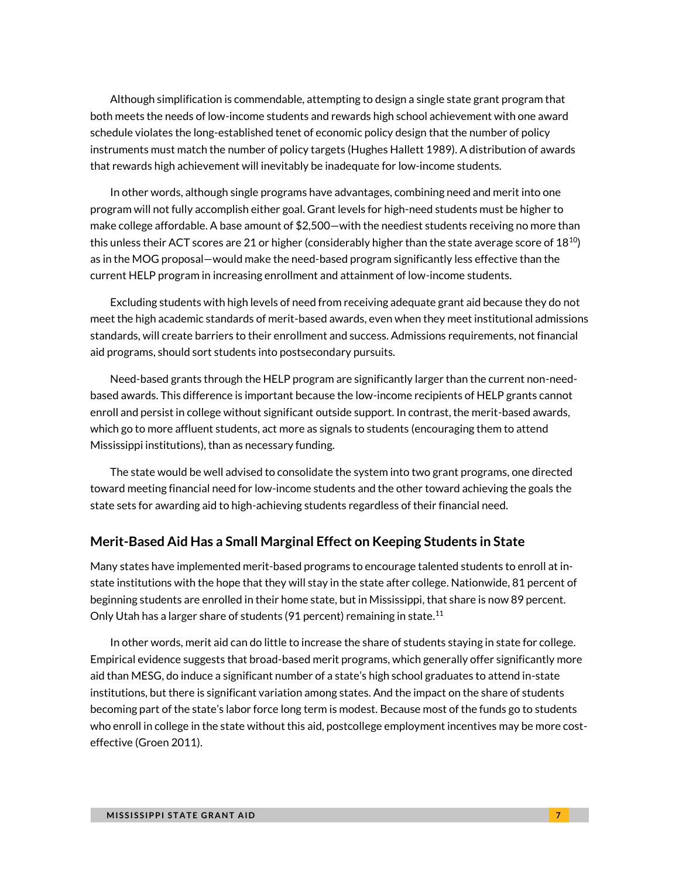Although simplification is commendable, attempting to design a single state grant program that both meets the needs of low-income students and rewards high school achievement with one award schedule violates the long-established tenet of economic policy design that the number of policy instruments must match the number of policy targets (Hughes Hallett 1989). A distribution of awards that rewards high achievement will inevitably be inadequate for low-income students.

In other words, although single programs have advantages, combining need and merit into one program will not fully accomplish either goal. Grant levels for high-need students must be higher to make college affordable. A base amount of $2,500—with the neediest students receiving no more than this unless their ACT scores are 21 or higher (considerably higher than the state average score of 18[10]) as in the MOG proposal—would make the need-based program significantly less effective than the current HELP program in increasing enrollment and attainment of low-income students.

Excluding students with high levels of need from receiving adequate grant aid because they do not meet the high academic standards of merit-based awards, even when they meet institutional admissions standards, will create barriers to their enrollment and success. Admissions requirements, not financial aid programs, should sort students into postsecondary pursuits.

Need-based grants through the HELP program are significantly larger than the current non-need-based awards. This difference is important because the low-income recipients of HELP grants cannot enroll and persist in college without significant outside support. In contrast, the merit-based awards, which go to more affluent students, act more as signals to students (encouraging them to attend Mississippi institutions), than as necessary funding.

The state would be well advised to consolidate the system into two grant programs, one directed toward meeting financial need for low-income students and the other toward achieving the goals the state sets for awarding aid to high-achieving students regardless of their financial need.

## Merit-Based Aid Has a Small Marginal Effect on Keeping Students in State

Many states have implemented merit-based programs to encourage talented students to enroll at in-state institutions with the hope that they will stay in the state after college. Nationwide, 81 percent of beginning students are enrolled in their home state, but in Mississippi, that share is now 89 percent. Only Utah has a larger share of students (91 percent) remaining in state.[11]

In other words, merit aid can do little to increase the share of students staying in state for college. Empirical evidence suggests that broad-based merit programs, which generally offer significantly more aid than MESG, do induce a significant number of a state's high school graduates to attend in-state institutions, but there is significant variation among states. And the impact on the share of students becoming part of the state's labor force long term is modest. Because most of the funds go to students who enroll in college in the state without this aid, postcollege employment incentives may be more cost-effective (Groen 2011).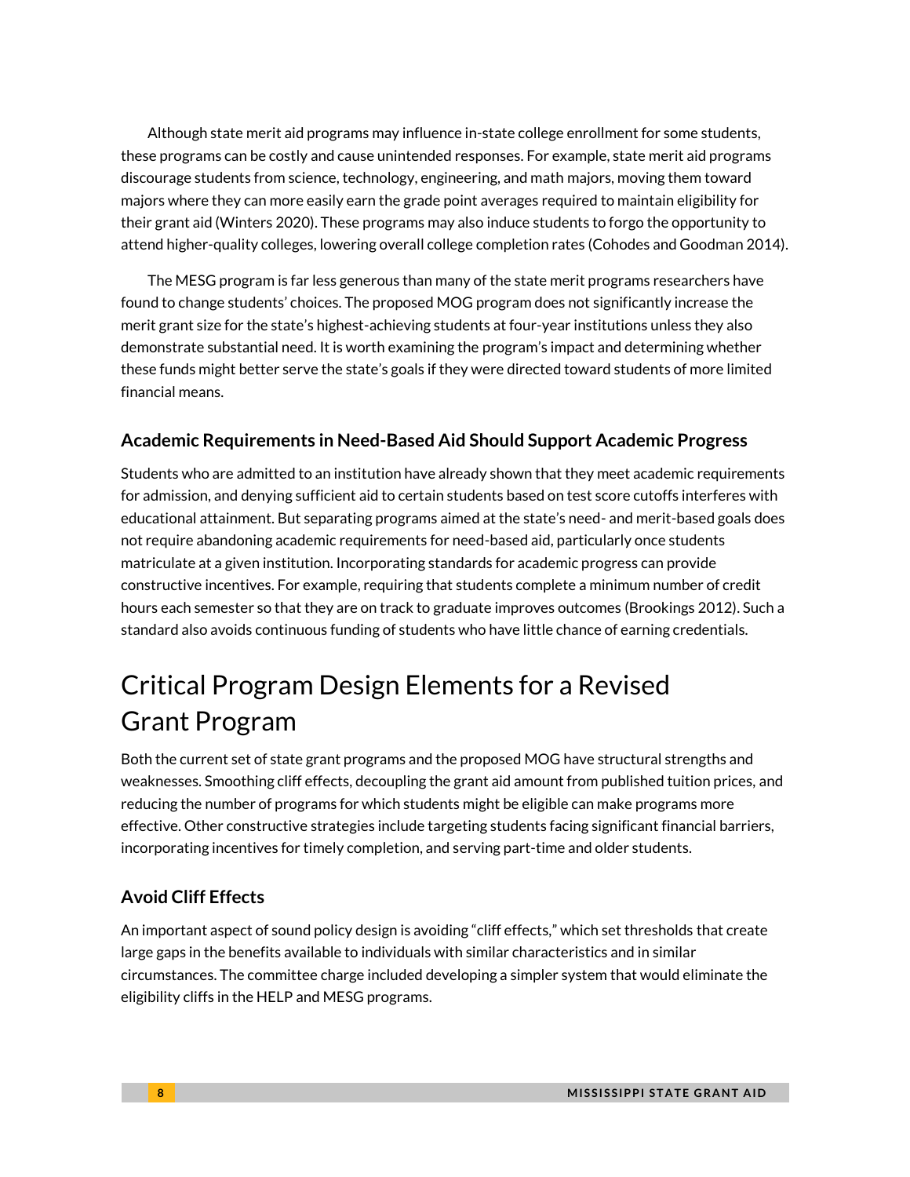Although state merit aid programs may influence in-state college enrollment for some students, these programs can be costly and cause unintended responses. For example, state merit aid programs discourage students from science, technology, engineering, and math majors, moving them toward majors where they can more easily earn the grade point averages required to maintain eligibility for their grant aid (Winters 2020). These programs may also induce students to forgo the opportunity to attend higher-quality colleges, lowering overall college completion rates (Cohodes and Goodman 2014).

The MESG program is far less generous than many of the state merit programs researchers have found to change students' choices. The proposed MOG program does not significantly increase the merit grant size for the state's highest-achieving students at four-year institutions unless they also demonstrate substantial need. It is worth examining the program's impact and determining whether these funds might better serve the state's goals if they were directed toward students of more limited financial means.

### Academic Requirements in Need-Based Aid Should Support Academic Progress

Students who are admitted to an institution have already shown that they meet academic requirements for admission, and denying sufficient aid to certain students based on test score cutoffs interferes with educational attainment. But separating programs aimed at the state's need- and merit-based goals does not require abandoning academic requirements for need-based aid, particularly once students matriculate at a given institution. Incorporating standards for academic progress can provide constructive incentives. For example, requiring that students complete a minimum number of credit hours each semester so that they are on track to graduate improves outcomes (Brookings 2012). Such a standard also avoids continuous funding of students who have little chance of earning credentials.

## Critical Program Design Elements for a Revised Grant Program

Both the current set of state grant programs and the proposed MOG have structural strengths and weaknesses. Smoothing cliff effects, decoupling the grant aid amount from published tuition prices, and reducing the number of programs for which students might be eligible can make programs more effective. Other constructive strategies include targeting students facing significant financial barriers, incorporating incentives for timely completion, and serving part-time and older students.

### Avoid Cliff Effects

An important aspect of sound policy design is avoiding "cliff effects," which set thresholds that create large gaps in the benefits available to individuals with similar characteristics and in similar circumstances. The committee charge included developing a simpler system that would eliminate the eligibility cliffs in the HELP and MESG programs.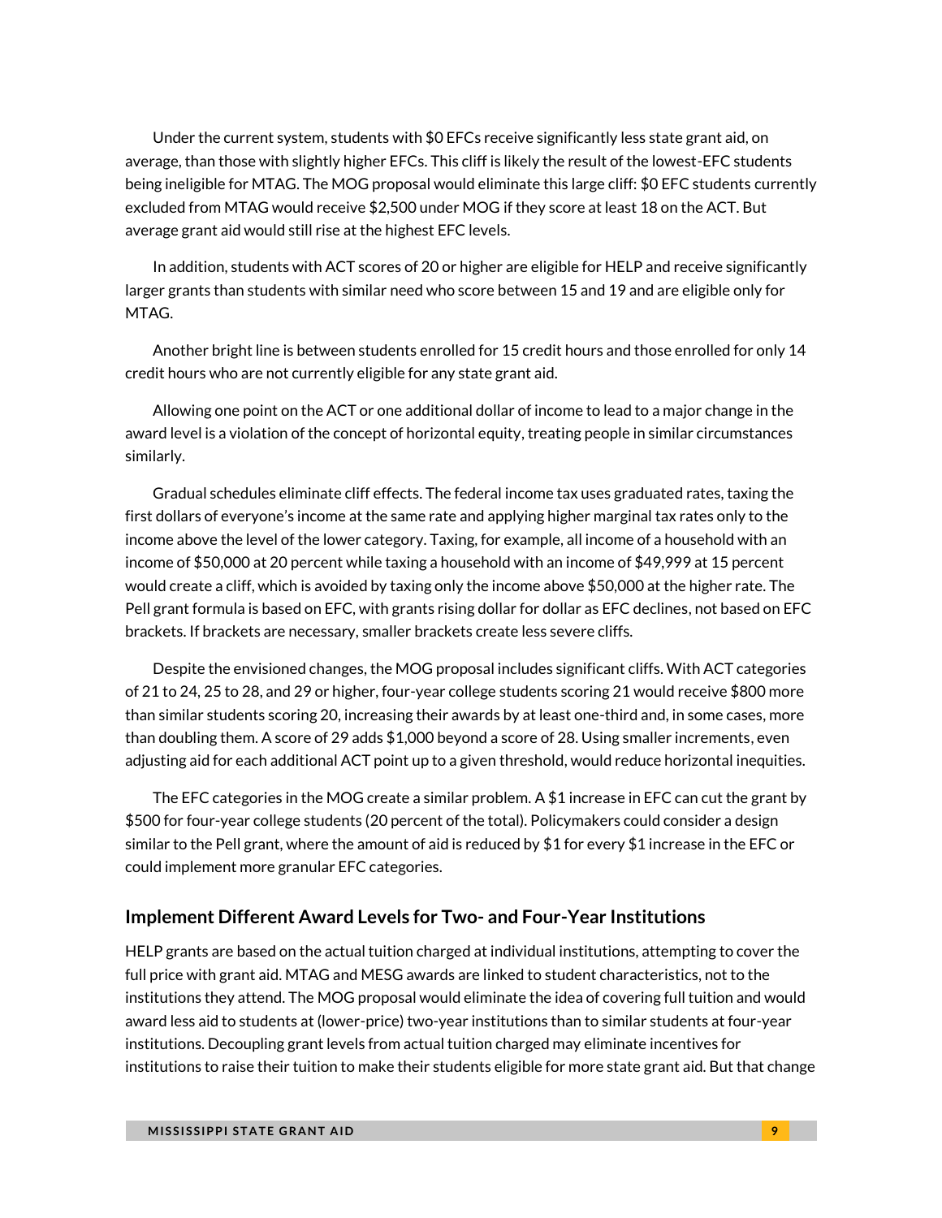Under the current system, students with $0 EFCs receive significantly less state grant aid, on average, than those with slightly higher EFCs. This cliff is likely the result of the lowest-EFC students being ineligible for MTAG. The MOG proposal would eliminate this large cliff: $0 EFC students currently excluded from MTAG would receive $2,500 under MOG if they score at least 18 on the ACT. But average grant aid would still rise at the highest EFC levels.

In addition, students with ACT scores of 20 or higher are eligible for HELP and receive significantly larger grants than students with similar need who score between 15 and 19 and are eligible only for MTAG.

Another bright line is between students enrolled for 15 credit hours and those enrolled for only 14 credit hours who are not currently eligible for any state grant aid.

Allowing one point on the ACT or one additional dollar of income to lead to a major change in the award level is a violation of the concept of horizontal equity, treating people in similar circumstances similarly.

Gradual schedules eliminate cliff effects. The federal income tax uses graduated rates, taxing the first dollars of everyone's income at the same rate and applying higher marginal tax rates only to the income above the level of the lower category. Taxing, for example, all income of a household with an income of $50,000 at 20 percent while taxing a household with an income of $49,999 at 15 percent would create a cliff, which is avoided by taxing only the income above $50,000 at the higher rate. The Pell grant formula is based on EFC, with grants rising dollar for dollar as EFC declines, not based on EFC brackets. If brackets are necessary, smaller brackets create less severe cliffs.

Despite the envisioned changes, the MOG proposal includes significant cliffs. With ACT categories of 21 to 24, 25 to 28, and 29 or higher, four-year college students scoring 21 would receive $800 more than similar students scoring 20, increasing their awards by at least one-third and, in some cases, more than doubling them. A score of 29 adds $1,000 beyond a score of 28. Using smaller increments, even adjusting aid for each additional ACT point up to a given threshold, would reduce horizontal inequities.

The EFC categories in the MOG create a similar problem. A $1 increase in EFC can cut the grant by $500 for four-year college students (20 percent of the total). Policymakers could consider a design similar to the Pell grant, where the amount of aid is reduced by $1 for every $1 increase in the EFC or could implement more granular EFC categories.

## Implement Different Award Levels for Two- and Four-Year Institutions

HELP grants are based on the actual tuition charged at individual institutions, attempting to cover the full price with grant aid. MTAG and MESG awards are linked to student characteristics, not to the institutions they attend. The MOG proposal would eliminate the idea of covering full tuition and would award less aid to students at (lower-price) two-year institutions than to similar students at four-year institutions. Decoupling grant levels from actual tuition charged may eliminate incentives for institutions to raise their tuition to make their students eligible for more state grant aid. But that change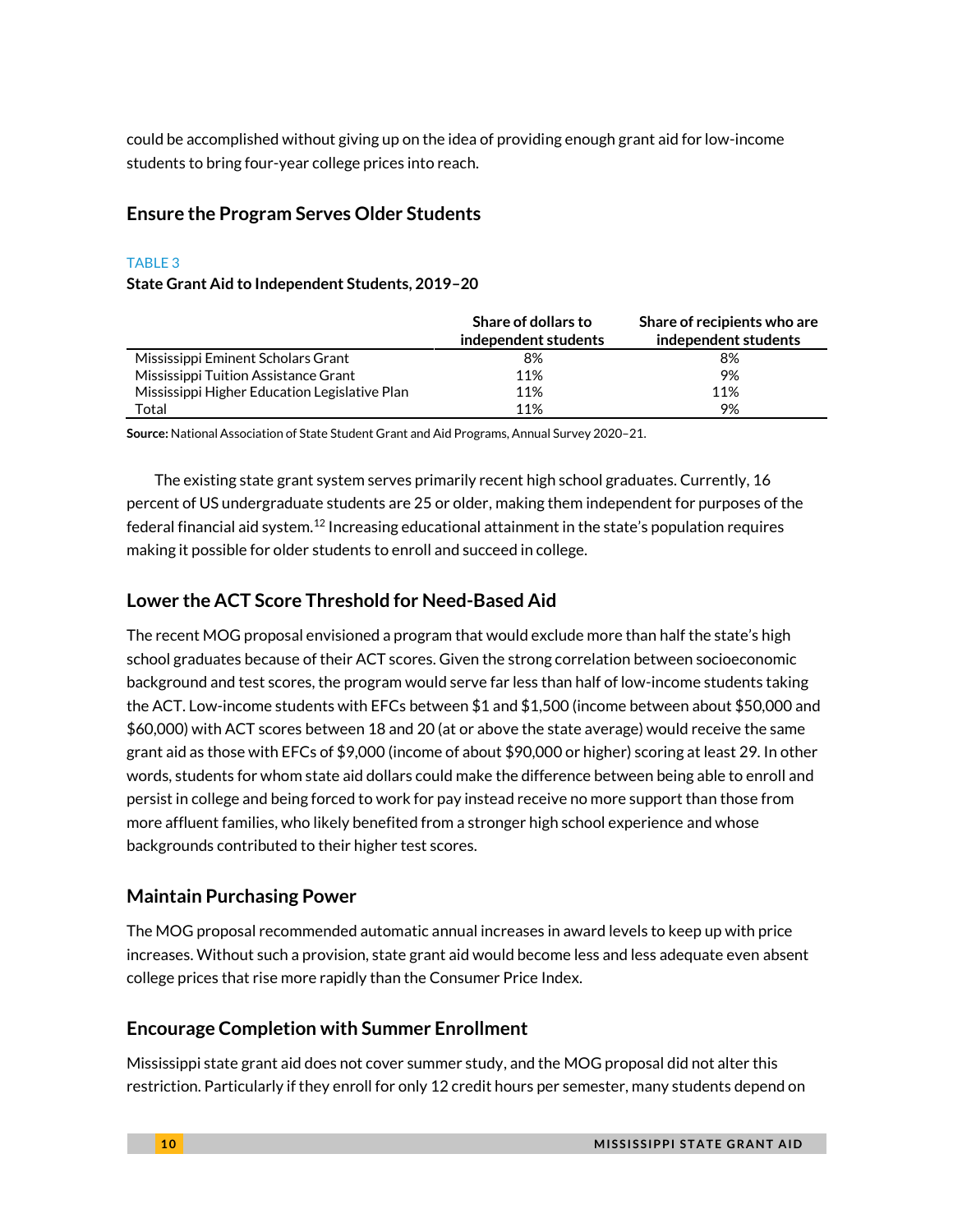could be accomplished without giving up on the idea of providing enough grant aid for low-income students to bring four-year college prices into reach.

## Ensure the Program Serves Older Students

TABLE 3

**State Grant Aid to Independent Students, 2019–20**

| | Share of dollars to independent students | Share of recipients who are independent students |
|---|---|---|
| Mississippi Eminent Scholars Grant | 8% | 8% |
| Mississippi Tuition Assistance Grant | 11% | 9% |
| Mississippi Higher Education Legislative Plan | 11% | 11% |
| Total | 11% | 9% |

**Source:** National Association of State Student Grant and Aid Programs, Annual Survey 2020–21.

The existing state grant system serves primarily recent high school graduates. Currently, 16 percent of US undergraduate students are 25 or older, making them independent for purposes of the federal financial aid system.[12] Increasing educational attainment in the state's population requires making it possible for older students to enroll and succeed in college.

## Lower the ACT Score Threshold for Need-Based Aid

The recent MOG proposal envisioned a program that would exclude more than half the state's high school graduates because of their ACT scores. Given the strong correlation between socioeconomic background and test scores, the program would serve far less than half of low-income students taking the ACT. Low-income students with EFCs between $1 and $1,500 (income between about $50,000 and $60,000) with ACT scores between 18 and 20 (at or above the state average) would receive the same grant aid as those with EFCs of $9,000 (income of about $90,000 or higher) scoring at least 29. In other words, students for whom state aid dollars could make the difference between being able to enroll and persist in college and being forced to work for pay instead receive no more support than those from more affluent families, who likely benefited from a stronger high school experience and whose backgrounds contributed to their higher test scores.

## Maintain Purchasing Power

The MOG proposal recommended automatic annual increases in award levels to keep up with price increases. Without such a provision, state grant aid would become less and less adequate even absent college prices that rise more rapidly than the Consumer Price Index.

## Encourage Completion with Summer Enrollment

Mississippi state grant aid does not cover summer study, and the MOG proposal did not alter this restriction. Particularly if they enroll for only 12 credit hours per semester, many students depend on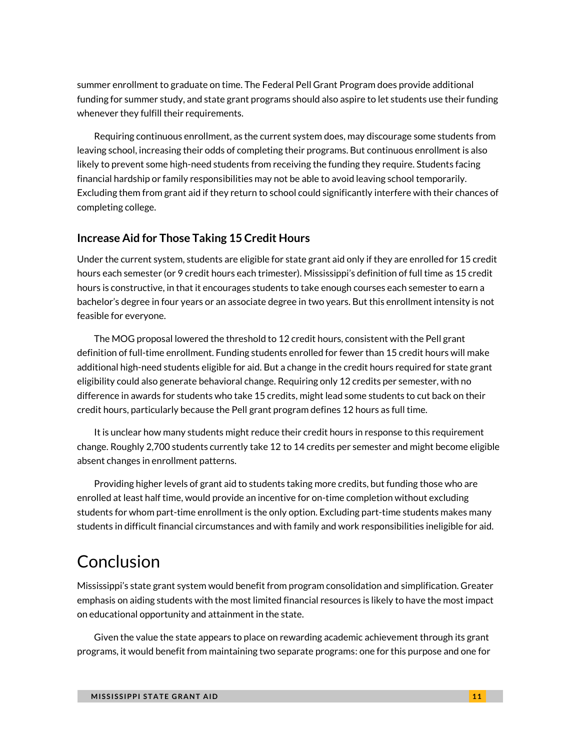summer enrollment to graduate on time. The Federal Pell Grant Program does provide additional funding for summer study, and state grant programs should also aspire to let students use their funding whenever they fulfill their requirements.

Requiring continuous enrollment, as the current system does, may discourage some students from leaving school, increasing their odds of completing their programs. But continuous enrollment is also likely to prevent some high-need students from receiving the funding they require. Students facing financial hardship or family responsibilities may not be able to avoid leaving school temporarily. Excluding them from grant aid if they return to school could significantly interfere with their chances of completing college.

### Increase Aid for Those Taking 15 Credit Hours

Under the current system, students are eligible for state grant aid only if they are enrolled for 15 credit hours each semester (or 9 credit hours each trimester). Mississippi's definition of full time as 15 credit hours is constructive, in that it encourages students to take enough courses each semester to earn a bachelor's degree in four years or an associate degree in two years. But this enrollment intensity is not feasible for everyone.

The MOG proposal lowered the threshold to 12 credit hours, consistent with the Pell grant definition of full-time enrollment. Funding students enrolled for fewer than 15 credit hours will make additional high-need students eligible for aid. But a change in the credit hours required for state grant eligibility could also generate behavioral change. Requiring only 12 credits per semester, with no difference in awards for students who take 15 credits, might lead some students to cut back on their credit hours, particularly because the Pell grant program defines 12 hours as full time.

It is unclear how many students might reduce their credit hours in response to this requirement change. Roughly 2,700 students currently take 12 to 14 credits per semester and might become eligible absent changes in enrollment patterns.

Providing higher levels of grant aid to students taking more credits, but funding those who are enrolled at least half time, would provide an incentive for on-time completion without excluding students for whom part-time enrollment is the only option. Excluding part-time students makes many students in difficult financial circumstances and with family and work responsibilities ineligible for aid.

## Conclusion

Mississippi's state grant system would benefit from program consolidation and simplification. Greater emphasis on aiding students with the most limited financial resources is likely to have the most impact on educational opportunity and attainment in the state.

Given the value the state appears to place on rewarding academic achievement through its grant programs, it would benefit from maintaining two separate programs: one for this purpose and one for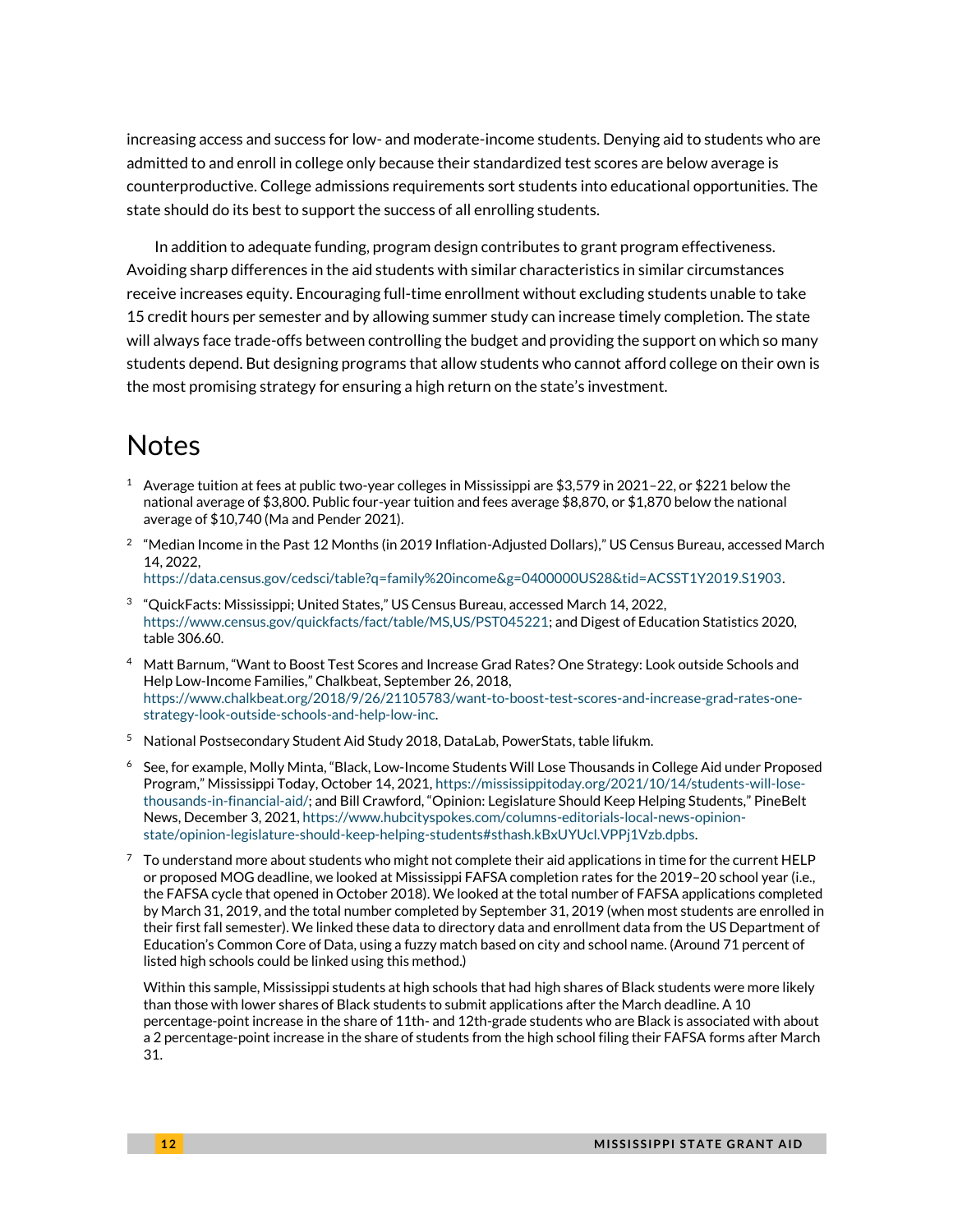increasing access and success for low- and moderate-income students. Denying aid to students who are admitted to and enroll in college only because their standardized test scores are below average is counterproductive. College admissions requirements sort students into educational opportunities. The state should do its best to support the success of all enrolling students.

In addition to adequate funding, program design contributes to grant program effectiveness. Avoiding sharp differences in the aid students with similar characteristics in similar circumstances receive increases equity. Encouraging full-time enrollment without excluding students unable to take 15 credit hours per semester and by allowing summer study can increase timely completion. The state will always face trade-offs between controlling the budget and providing the support on which so many students depend. But designing programs that allow students who cannot afford college on their own is the most promising strategy for ensuring a high return on the state's investment.

# Notes

1. Average tuition at fees at public two-year colleges in Mississippi are $3,579 in 2021–22, or $221 below the national average of $3,800. Public four-year tuition and fees average $8,870, or $1,870 below the national average of $10,740 (Ma and Pender 2021).

2. "Median Income in the Past 12 Months (in 2019 Inflation-Adjusted Dollars)," US Census Bureau, accessed March 14, 2022, https://data.census.gov/cedsci/table?q=family%20income&g=0400000US28&tid=ACSST1Y2019.S1903.

3. "QuickFacts: Mississippi; United States," US Census Bureau, accessed March 14, 2022, https://www.census.gov/quickfacts/fact/table/MS,US/PST045221; and Digest of Education Statistics 2020, table 306.60.

4. Matt Barnum, "Want to Boost Test Scores and Increase Grad Rates? One Strategy: Look outside Schools and Help Low-Income Families," Chalkbeat, September 26, 2018, https://www.chalkbeat.org/2018/9/26/21105783/want-to-boost-test-scores-and-increase-grad-rates-one-strategy-look-outside-schools-and-help-low-inc.

5. National Postsecondary Student Aid Study 2018, DataLab, PowerStats, table lifukm.

6. See, for example, Molly Minta, "Black, Low-Income Students Will Lose Thousands in College Aid under Proposed Program," Mississippi Today, October 14, 2021, https://mississippitoday.org/2021/10/14/students-will-lose-thousands-in-financial-aid/; and Bill Crawford, "Opinion: Legislature Should Keep Helping Students," PineBelt News, December 3, 2021, https://www.hubcityspokes.com/columns-editorials-local-news-opinion-state/opinion-legislature-should-keep-helping-students#sthash.kBxUYUcl.VPPj1Vzb.dpbs.

7. To understand more about students who might not complete their aid applications in time for the current HELP or proposed MOG deadline, we looked at Mississippi FAFSA completion rates for the 2019–20 school year (i.e., the FAFSA cycle that opened in October 2018). We looked at the total number of FAFSA applications completed by March 31, 2019, and the total number completed by September 31, 2019 (when most students are enrolled in their first fall semester). We linked these data to directory data and enrollment data from the US Department of Education's Common Core of Data, using a fuzzy match based on city and school name. (Around 71 percent of listed high schools could be linked using this method.)

   Within this sample, Mississippi students at high schools that had high shares of Black students were more likely than those with lower shares of Black students to submit applications after the March deadline. A 10 percentage-point increase in the share of 11th- and 12th-grade students who are Black is associated with about a 2 percentage-point increase in the share of students from the high school filing their FAFSA forms after March 31.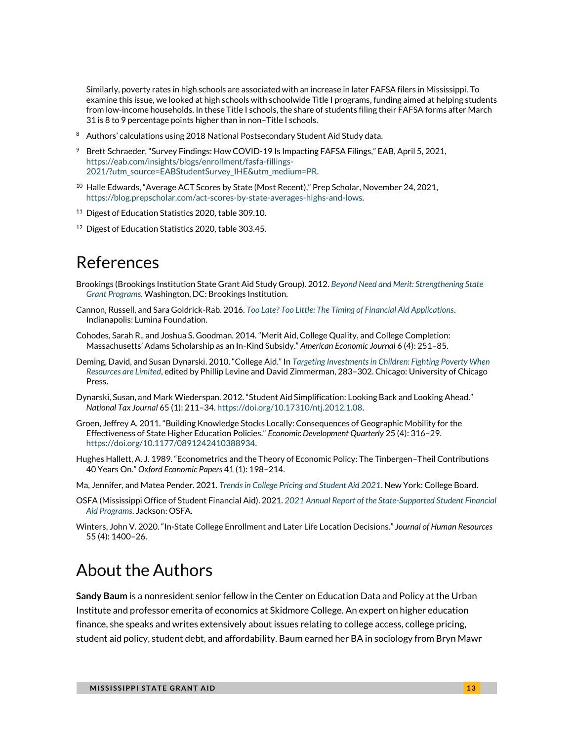Similarly, poverty rates in high schools are associated with an increase in later FAFSA filers in Mississippi. To examine this issue, we looked at high schools with schoolwide Title I programs, funding aimed at helping students from low-income households. In these Title I schools, the share of students filing their FAFSA forms after March 31 is 8 to 9 percentage points higher than in non–Title I schools.

[8] Authors' calculations using 2018 National Postsecondary Student Aid Study data.

[9] Brett Schraeder, "Survey Findings: How COVID-19 Is Impacting FAFSA Filings," EAB, April 5, 2021, https://eab.com/insights/blogs/enrollment/fasfa-fillings-2021/?utm_source=EABStudentSurvey_IHE&utm_medium=PR.

[10] Halle Edwards, "Average ACT Scores by State (Most Recent)," Prep Scholar, November 24, 2021, https://blog.prepscholar.com/act-scores-by-state-averages-highs-and-lows.

[11] Digest of Education Statistics 2020, table 309.10.

[12] Digest of Education Statistics 2020, table 303.45.

# References

Brookings (Brookings Institution State Grant Aid Study Group). 2012. *Beyond Need and Merit: Strengthening State Grant Programs*. Washington, DC: Brookings Institution.

Cannon, Russell, and Sara Goldrick-Rab. 2016. *Too Late? Too Little: The Timing of Financial Aid Applications*. Indianapolis: Lumina Foundation.

Cohodes, Sarah R., and Joshua S. Goodman. 2014. "Merit Aid, College Quality, and College Completion: Massachusetts' Adams Scholarship as an In-Kind Subsidy." *American Economic Journal* 6 (4): 251–85.

Deming, David, and Susan Dynarski. 2010. "College Aid." In *Targeting Investments in Children: Fighting Poverty When Resources are Limited*, edited by Phillip Levine and David Zimmerman, 283–302. Chicago: University of Chicago Press.

Dynarski, Susan, and Mark Wiederspan. 2012. "Student Aid Simplification: Looking Back and Looking Ahead." *National Tax Journal* 65 (1): 211–34. https://doi.org/10.17310/ntj.2012.1.08.

Groen, Jeffrey A. 2011. "Building Knowledge Stocks Locally: Consequences of Geographic Mobility for the Effectiveness of State Higher Education Policies." *Economic Development Quarterly* 25 (4): 316–29. https://doi.org/10.1177/0891242410388934.

Hughes Hallett, A. J. 1989. "Econometrics and the Theory of Economic Policy: The Tinbergen–Theil Contributions 40 Years On." *Oxford Economic Papers* 41 (1): 198–214.

Ma, Jennifer, and Matea Pender. 2021. *Trends in College Pricing and Student Aid 2021*. New York: College Board.

OSFA (Mississippi Office of Student Financial Aid). 2021. *2021 Annual Report of the State-Supported Student Financial Aid Programs*. Jackson: OSFA.

Winters, John V. 2020. "In-State College Enrollment and Later Life Location Decisions." *Journal of Human Resources* 55 (4): 1400–26.

# About the Authors

**Sandy Baum** is a nonresident senior fellow in the Center on Education Data and Policy at the Urban Institute and professor emerita of economics at Skidmore College. An expert on higher education finance, she speaks and writes extensively about issues relating to college access, college pricing, student aid policy, student debt, and affordability. Baum earned her BA in sociology from Bryn Mawr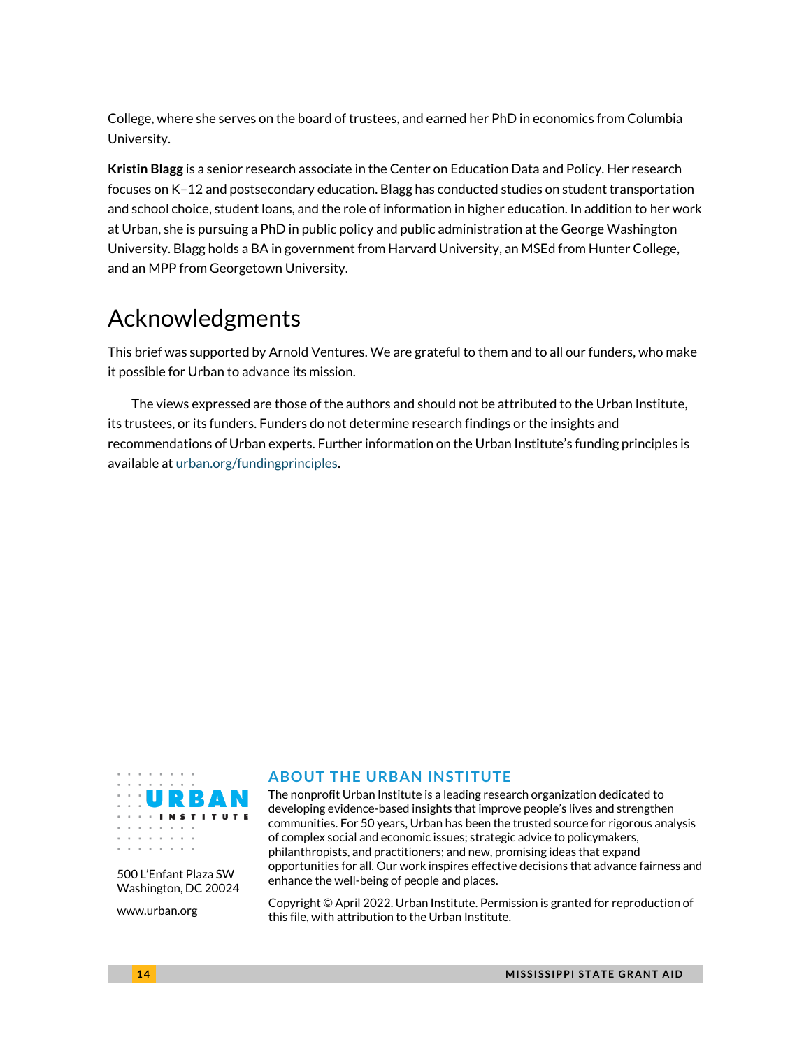College, where she serves on the board of trustees, and earned her PhD in economics from Columbia University.

**Kristin Blagg** is a senior research associate in the Center on Education Data and Policy. Her research focuses on K–12 and postsecondary education. Blagg has conducted studies on student transportation and school choice, student loans, and the role of information in higher education. In addition to her work at Urban, she is pursuing a PhD in public policy and public administration at the George Washington University. Blagg holds a BA in government from Harvard University, an MSEd from Hunter College, and an MPP from Georgetown University.

# Acknowledgments

This brief was supported by Arnold Ventures. We are grateful to them and to all our funders, who make it possible for Urban to advance its mission.

The views expressed are those of the authors and should not be attributed to the Urban Institute, its trustees, or its funders. Funders do not determine research findings or the insights and recommendations of Urban experts. Further information on the Urban Institute's funding principles is available at urban.org/fundingprinciples.

URBAN INSTITUTE

500 L'Enfant Plaza SW
Washington, DC 20024

www.urban.org

## ABOUT THE URBAN INSTITUTE

The nonprofit Urban Institute is a leading research organization dedicated to developing evidence-based insights that improve people's lives and strengthen communities. For 50 years, Urban has been the trusted source for rigorous analysis of complex social and economic issues; strategic advice to policymakers, philanthropists, and practitioners; and new, promising ideas that expand opportunities for all. Our work inspires effective decisions that advance fairness and enhance the well-being of people and places.

Copyright © April 2022. Urban Institute. Permission is granted for reproduction of this file, with attribution to the Urban Institute.